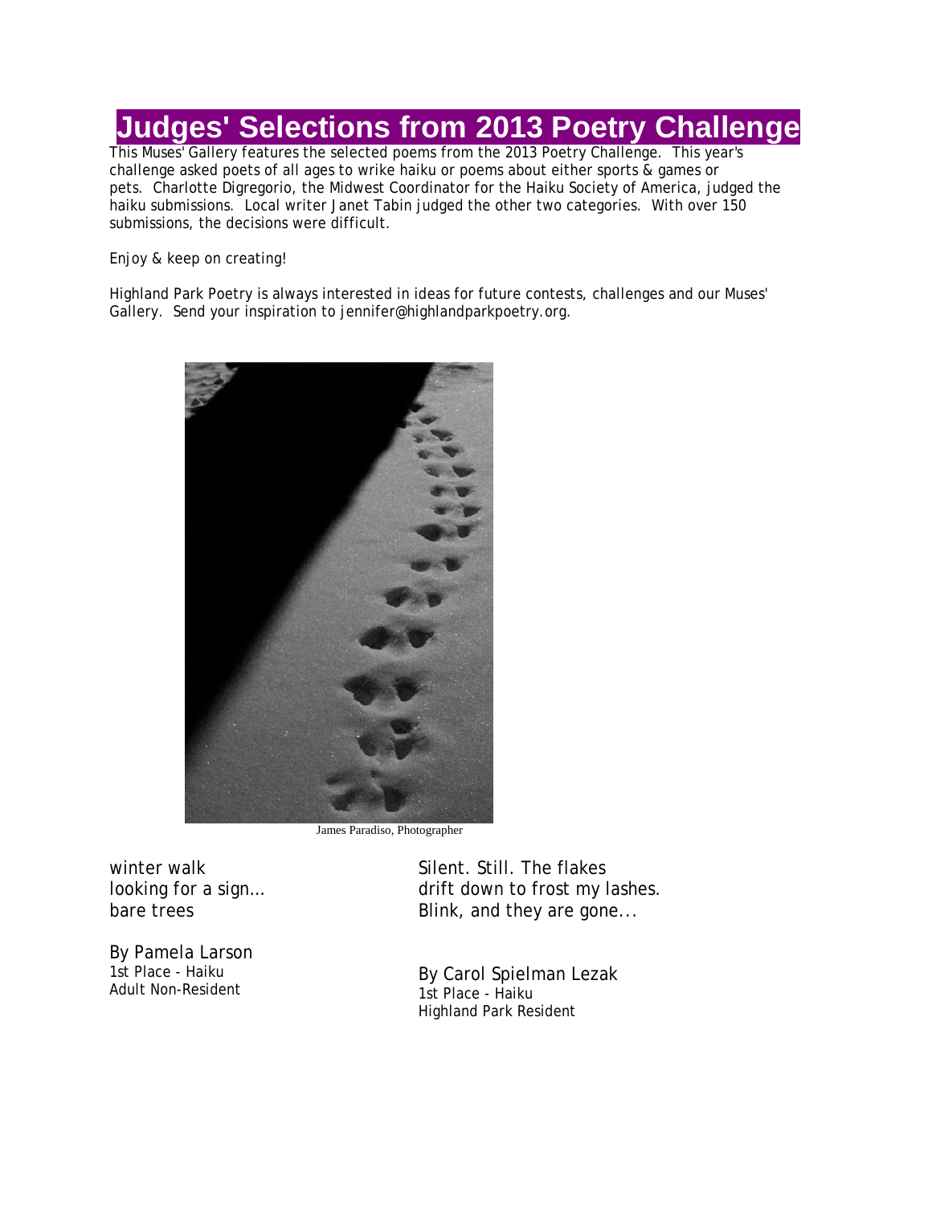# Judges' Selections from 2013 Poetry Challenge

This Muses' Gallery features the selected poems from the 2013 Poetry Challenge. This year's challenge asked poets of all ages to wrike haiku or poems about either sports & games or pets. Charlotte Digregorio, the Midwest Coordinator for the Haiku Society of America, judged the haiku submissions. Local writer Janet Tabin judged the other two categories. With over 150 submissions, the decisions were difficult.

Enjoy & keep on creating!

Highland Park Poetry is always interested in ideas for future contests, challenges and our Muses' Gallery. Send your inspiration to jennifer@highlandparkpoetry.org.

James Paradiso, Photographer

winter walk
looking for a sign…
bare trees

By Pamela Larson
1st Place - Haiku
Adult Non-Resident

Silent. Still. The flakes
drift down to frost my lashes.
Blink, and they are gone...

By Carol Spielman Lezak
1st Place - Haiku
Highland Park Resident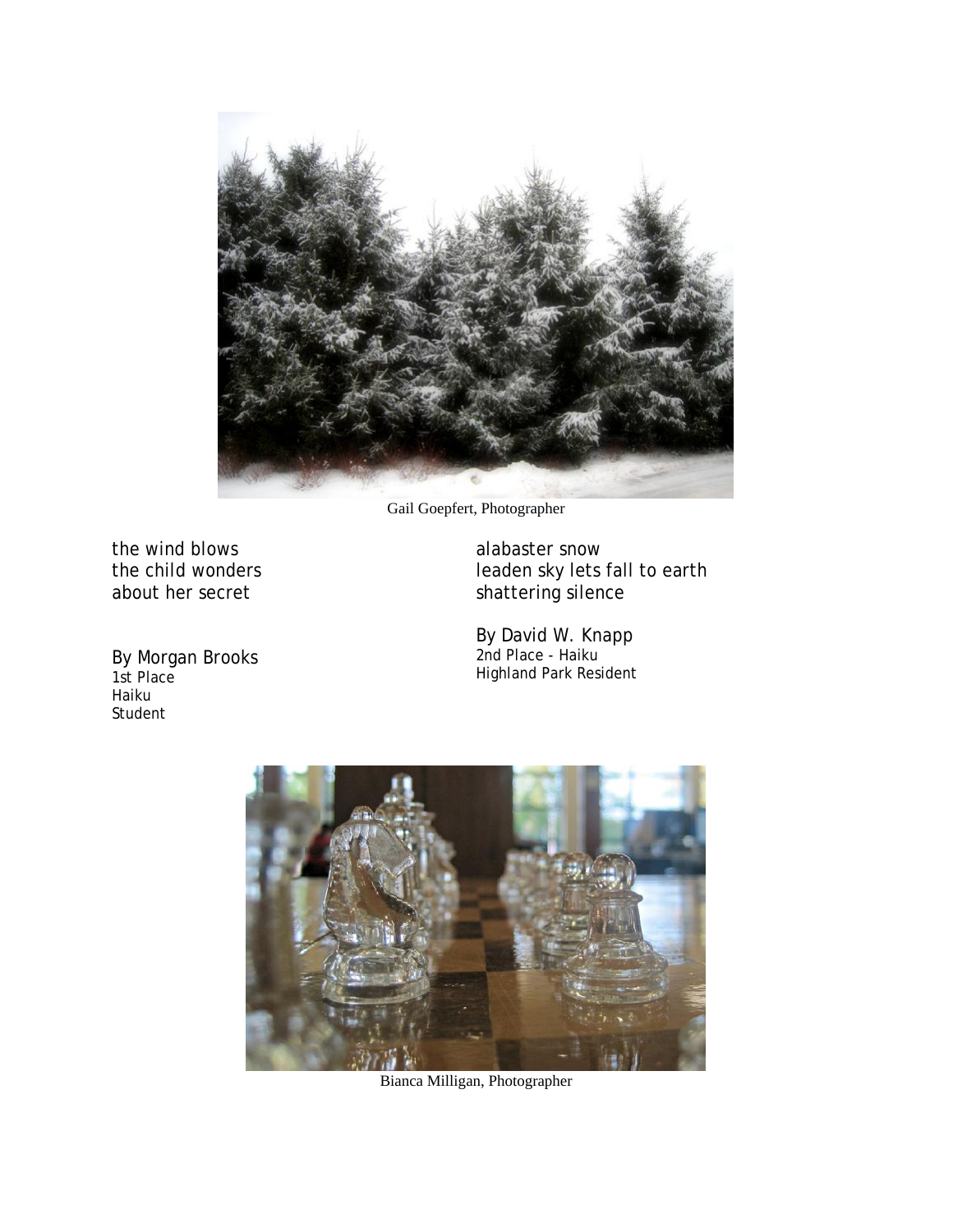Gail Goepfert, Photographer

the wind blows
the child wonders
about her secret

By Morgan Brooks
1st Place
Haiku
Student

alabaster snow
leaden sky lets fall to earth
shattering silence

By David W. Knapp
2nd Place - Haiku
Highland Park Resident

Bianca Milligan, Photographer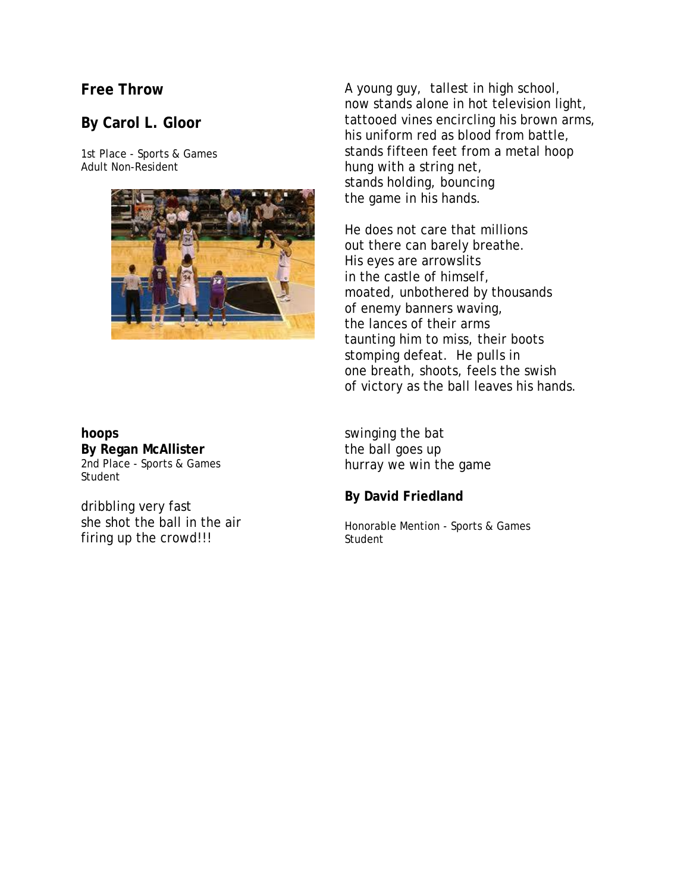## Free Throw

## By Carol L. Gloor

1st Place - Sports & Games
Adult Non-Resident

A young guy, tallest in high school,
now stands alone in hot television light,
tattooed vines encircling his brown arms,
his uniform red as blood from battle,
stands fifteen feet from a metal hoop
hung with a string net,
stands holding, bouncing
the game in his hands.

He does not care that millions
out there can barely breathe.
His eyes are arrowslits
in the castle of himself,
moated, unbothered by thousands
of enemy banners waving,
the lances of their arms
taunting him to miss, their boots
stomping defeat. He pulls in
one breath, shoots, feels the swish
of victory as the ball leaves his hands.

**hoops**
**By Regan McAllister**
2nd Place - Sports & Games
Student

dribbling very fast
she shot the ball in the air
firing up the crowd!!!

swinging the bat
the ball goes up
hurray we win the game

**By David Friedland**

Honorable Mention - Sports & Games
Student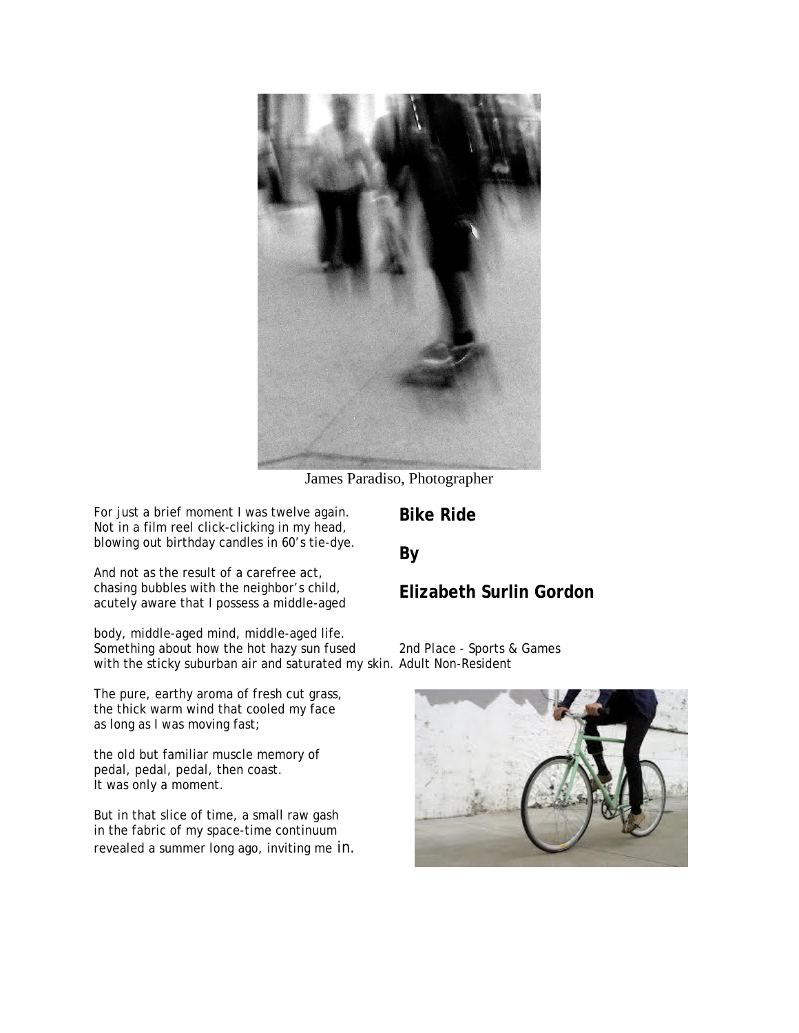James Paradiso, Photographer

## Bike Ride

**By**

**Elizabeth Surlin Gordon**

2nd Place - Sports & Games
Adult Non-Resident

For just a brief moment I was twelve again.
Not in a film reel click-clicking in my head,
blowing out birthday candles in 60's tie-dye.

And not as the result of a carefree act,
chasing bubbles with the neighbor's child,
acutely aware that I possess a middle-aged

body, middle-aged mind, middle-aged life.
Something about how the hot hazy sun fused
with the sticky suburban air and saturated my skin.

The pure, earthy aroma of fresh cut grass,
the thick warm wind that cooled my face
as long as I was moving fast;

the old but familiar muscle memory of
pedal, pedal, pedal, then coast.
It was only a moment.

But in that slice of time, a small raw gash
in the fabric of my space-time continuum
revealed a summer long ago, inviting me in.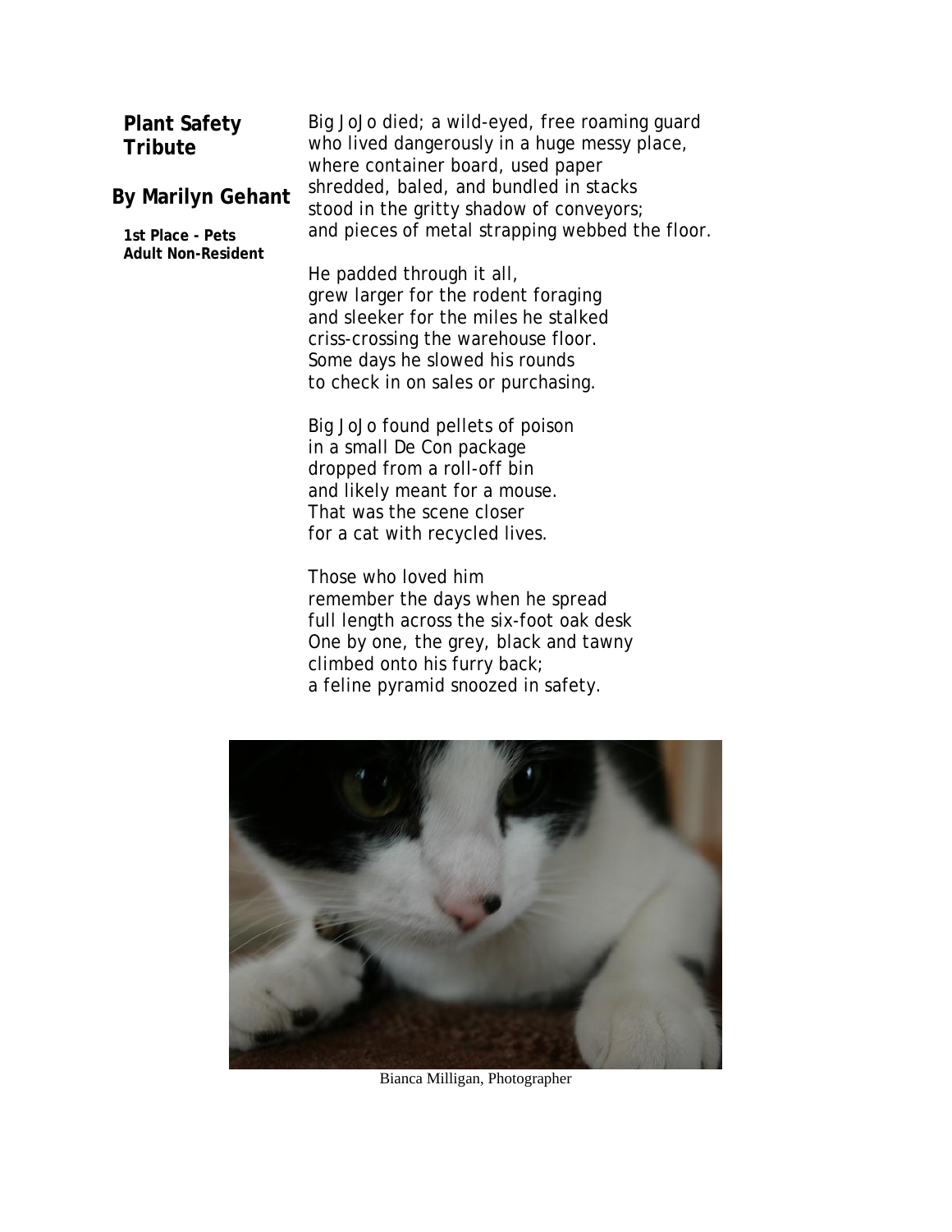## Plant Safety Tribute

**By Marilyn Gehant**

**1st Place - Pets**
**Adult Non-Resident**

Big JoJo died; a wild-eyed, free roaming guard
who lived dangerously in a huge messy place,
where container board, used paper
shredded, baled, and bundled in stacks
stood in the gritty shadow of conveyors;
and pieces of metal strapping webbed the floor.

He padded through it all,
grew larger for the rodent foraging
and sleeker for the miles he stalked
criss-crossing the warehouse floor.
Some days he slowed his rounds
to check in on sales or purchasing.

Big JoJo found pellets of poison
in a small De Con package
dropped from a roll-off bin
and likely meant for a mouse.
That was the scene closer
for a cat with recycled lives.

Those who loved him
remember the days when he spread
full length across the six-foot oak desk
One by one, the grey, black and tawny
climbed onto his furry back;
a feline pyramid snoozed in safety.

Bianca Milligan, Photographer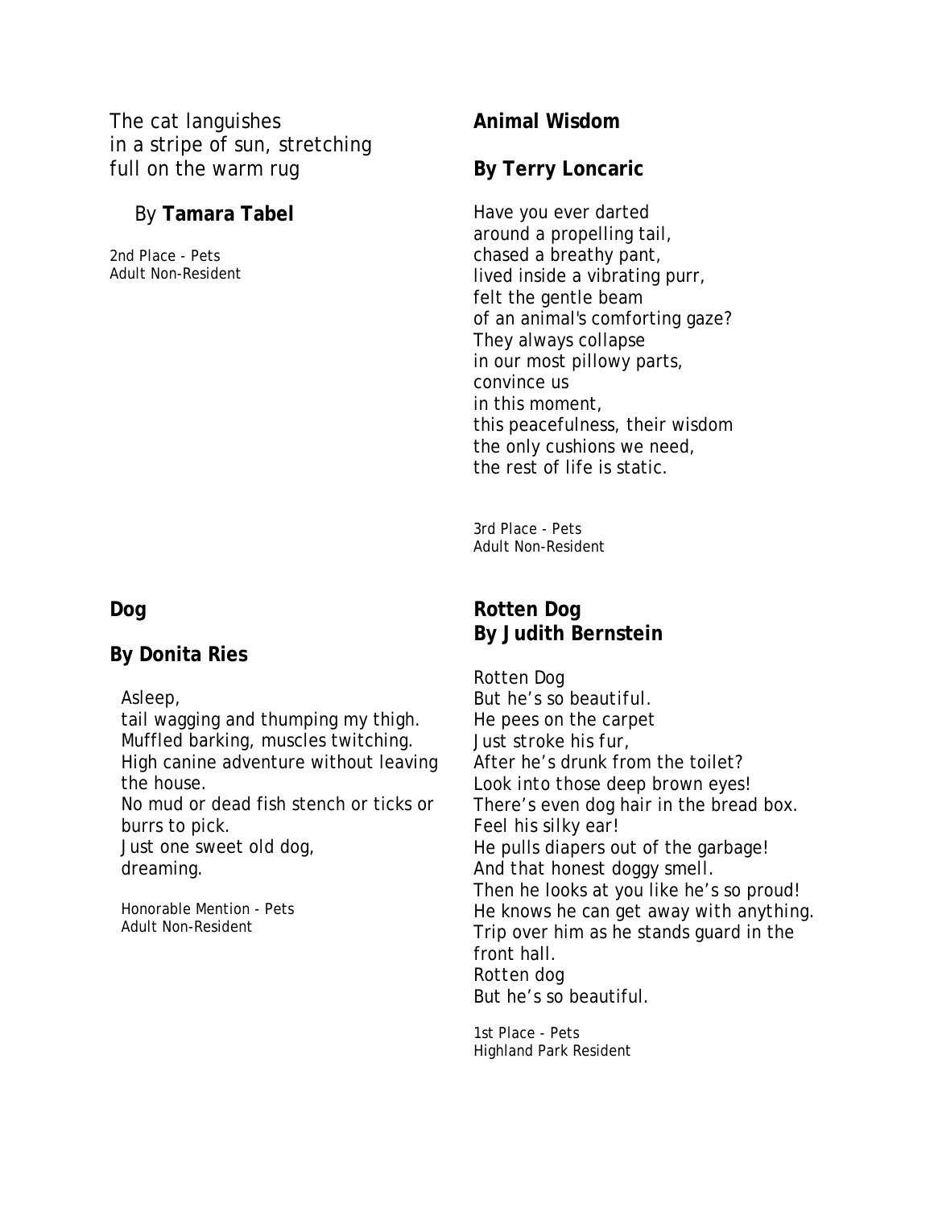The cat languishes  
in a stripe of sun, stretching  
full on the warm rug

By **Tamara Tabel**

2nd Place - Pets  
Adult Non-Resident

**Animal Wisdom**

**By Terry Loncaric**

Have you ever darted  
around a propelling tail,  
chased a breathy pant,  
lived inside a vibrating purr,  
felt the gentle beam  
of an animal's comforting gaze?  
They always collapse  
in our most pillowy parts,  
convince us  
in this moment,  
this peacefulness, their wisdom  
the only cushions we need,  
the rest of life is static.

3rd Place - Pets  
Adult Non-Resident

**Dog**

**By Donita Ries**

Asleep,  
tail wagging and thumping my thigh.  
Muffled barking, muscles twitching.  
High canine adventure without leaving the house.  
No mud or dead fish stench or ticks or burrs to pick.  
Just one sweet old dog,  
dreaming.

Honorable Mention - Pets  
Adult Non-Resident

**Rotten Dog**  
**By Judith Bernstein**

Rotten Dog  
*But he's so beautiful.*  
He pees on the carpet  
*Just stroke his fur,*  
After he's drunk from the toilet?  
*Look into those deep brown eyes!*  
There's even dog hair in the bread box.  
*Feel his silky ear!*  
He pulls diapers out of the garbage!  
*And that honest doggy smell.*  
Then he looks at you like he's so proud!  
*He knows he can get away with anything.*  
Trip over him as he stands guard in the front hall.  
Rotten dog  
*But he's so beautiful.*

1st Place - Pets  
Highland Park Resident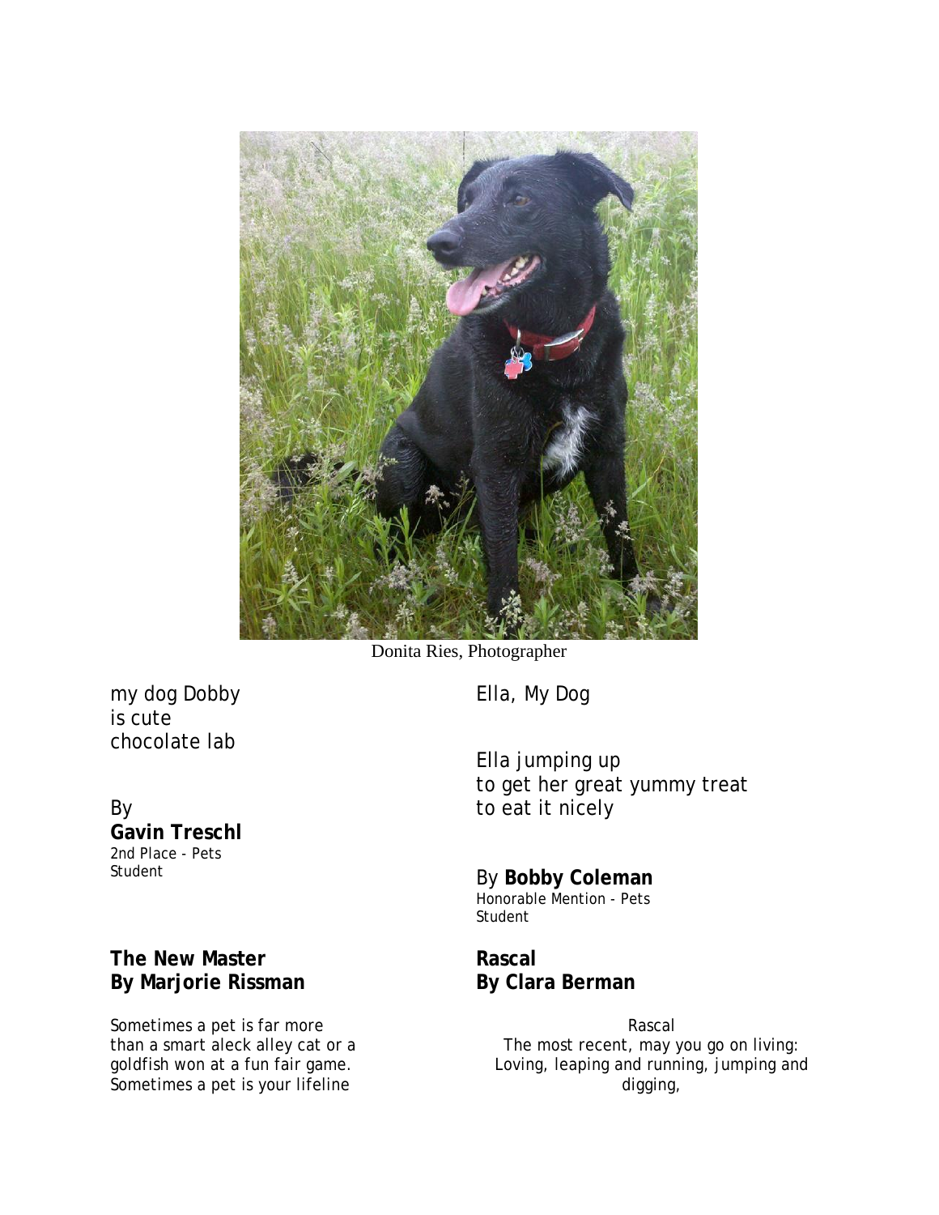Donita Ries, Photographer

my dog Dobby
is cute
chocolate lab

By
**Gavin Treschl**
2nd Place - Pets
Student

Ella, My Dog

Ella jumping up
to get her great yummy treat
to eat it nicely

By **Bobby Coleman**
Honorable Mention - Pets
Student

**The New Master**
**By Marjorie Rissman**

Sometimes a pet is far more
than a smart aleck alley cat or a
goldfish won at a fun fair game.
Sometimes a pet is your lifeline

**Rascal**
**By Clara Berman**

Rascal
The most recent, may you go on living:
Loving, leaping and running, jumping and
digging,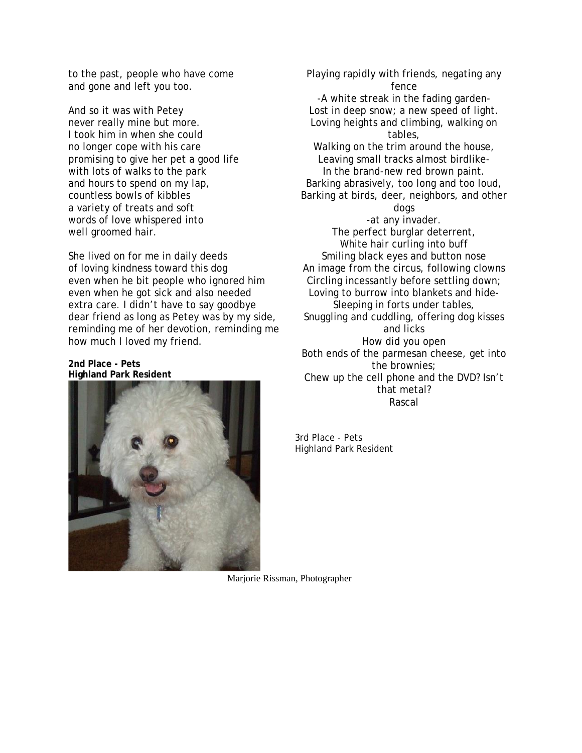to the past, people who have come
and gone and left you too.

And so it was with Petey
never really mine but more.
I took him in when she could
no longer cope with his care
promising to give her pet a good life
with lots of walks to the park
and hours to spend on my lap,
countless bowls of kibbles
a variety of treats and soft
words of love whispered into
well groomed hair.

She lived on for me in daily deeds
of loving kindness toward this dog
even when he bit people who ignored him
even when he got sick and also needed
extra care. I didn't have to say goodbye
dear friend as long as Petey was by my side,
reminding me of her devotion, reminding me
how much I loved my friend.

**2nd Place - Pets**
**Highland Park Resident**

Marjorie Rissman, Photographer

Playing rapidly with friends, negating any fence
-A white streak in the fading garden-
Lost in deep snow; a new speed of light.
Loving heights and climbing, walking on tables,
Walking on the trim around the house,
Leaving small tracks almost birdlike-
In the brand-new red brown paint.
Barking abrasively, too long and too loud,
Barking at birds, deer, neighbors, and other dogs
-at any invader.
The perfect burglar deterrent,
White hair curling into buff
Smiling black eyes and button nose
An image from the circus, following clowns
Circling incessantly before settling down;
Loving to burrow into blankets and hide-
Sleeping in forts under tables,
Snuggling and cuddling, offering dog kisses and licks
How did you open
Both ends of the parmesan cheese, get into the brownies;
Chew up the cell phone and the DVD? Isn't that metal?
Rascal

3rd Place - Pets
Highland Park Resident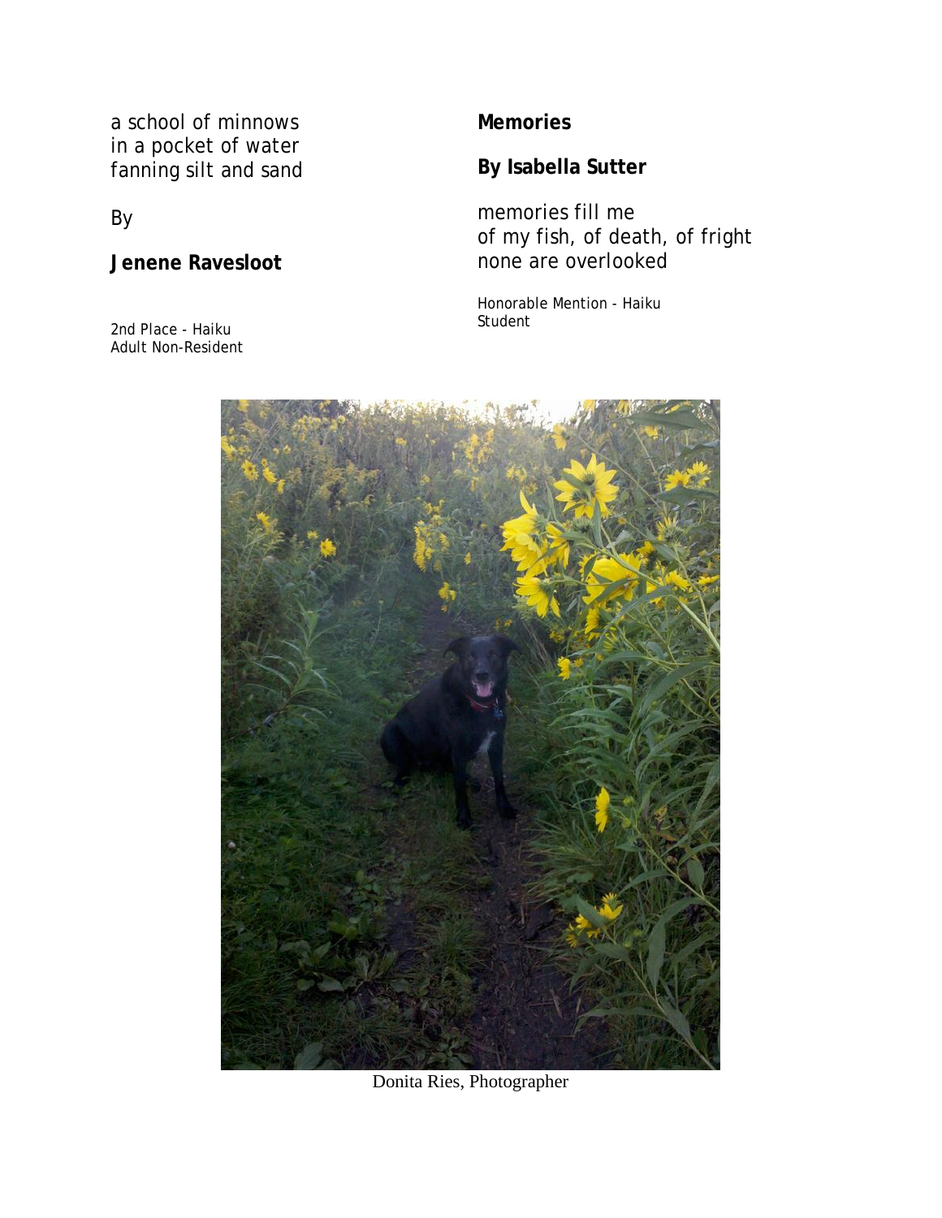a school of minnows
in a pocket of water
fanning silt and sand

By

**Jenene Ravesloot**

2nd Place - Haiku
Adult Non-Resident

**Memories**

**By Isabella Sutter**

memories fill me
of my fish, of death, of fright
none are overlooked

Honorable Mention - Haiku
Student

Donita Ries, Photographer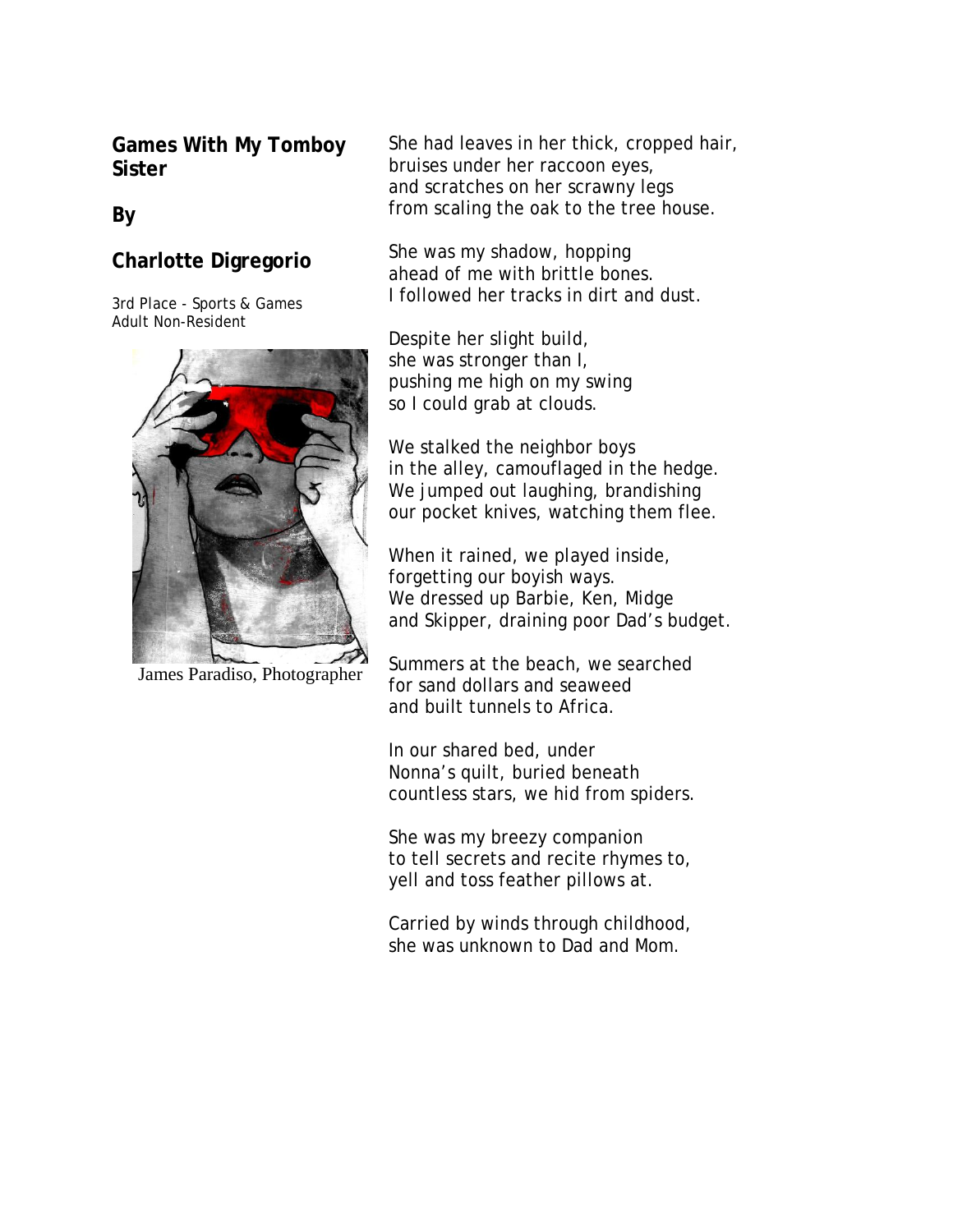# Games With My Tomboy Sister

**By**

**Charlotte Digregorio**

3rd Place - Sports & Games
Adult Non-Resident

James Paradiso, Photographer

She had leaves in her thick, cropped hair,
bruises under her raccoon eyes,
and scratches on her scrawny legs
from scaling the oak to the tree house.

She was my shadow, hopping
ahead of me with brittle bones.
I followed her tracks in dirt and dust.

Despite her slight build,
she was stronger than I,
pushing me high on my swing
so I could grab at clouds.

We stalked the neighbor boys
in the alley, camouflaged in the hedge.
We jumped out laughing, brandishing
our pocket knives, watching them flee.

When it rained, we played inside,
forgetting our boyish ways.
We dressed up Barbie, Ken, Midge
and Skipper, draining poor Dad's budget.

Summers at the beach, we searched
for sand dollars and seaweed
and built tunnels to Africa.

In our shared bed, under
Nonna's quilt, buried beneath
countless stars, we hid from spiders.

She was my breezy companion
to tell secrets and recite rhymes to,
yell and toss feather pillows at.

Carried by winds through childhood,
she was unknown to Dad and Mom.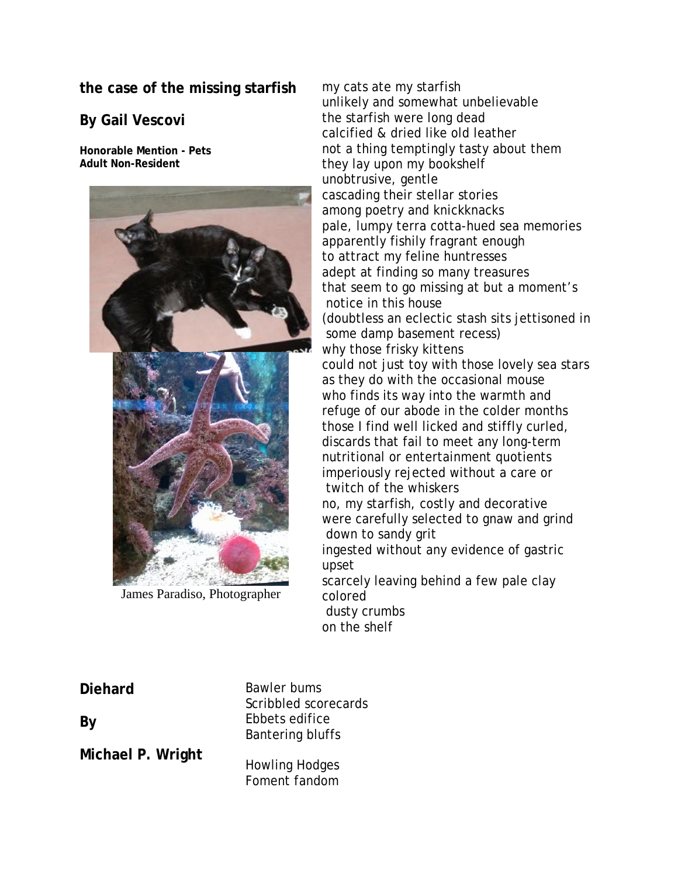## the case of the missing starfish

### By Gail Vescovi

**Honorable Mention - Pets**
**Adult Non-Resident**

James Paradiso, Photographer

my cats ate my starfish
unlikely and somewhat unbelievable
the starfish were long dead
calcified & dried like old leather
not a thing temptingly tasty about them
they lay upon my bookshelf
unobtrusive, gentle
cascading their stellar stories
among poetry and knickknacks
pale, lumpy terra cotta-hued sea memories
apparently fishily fragrant enough
to attract my feline huntresses
adept at finding so many treasures
that seem to go missing at but a moment's
 notice in this house
(doubtless an eclectic stash sits jettisoned in
 some damp basement recess)
why those frisky kittens
could not just toy with those lovely sea stars
as they do with the occasional mouse
who finds its way into the warmth and
refuge of our abode in the colder months
those I find well licked and stiffly curled,
discards that fail to meet any long-term
nutritional or entertainment quotients
imperiously rejected without a care or
 twitch of the whiskers
no, my starfish, costly and decorative
were carefully selected to gnaw and grind
 down to sandy grit
ingested without any evidence of gastric
upset
scarcely leaving behind a few pale clay
colored
 dusty crumbs
on the shelf

## Diehard

### By

### Michael P. Wright

Bawler bums
Scribbled scorecards
Ebbets edifice
Bantering bluffs

Howling Hodges
Foment fandom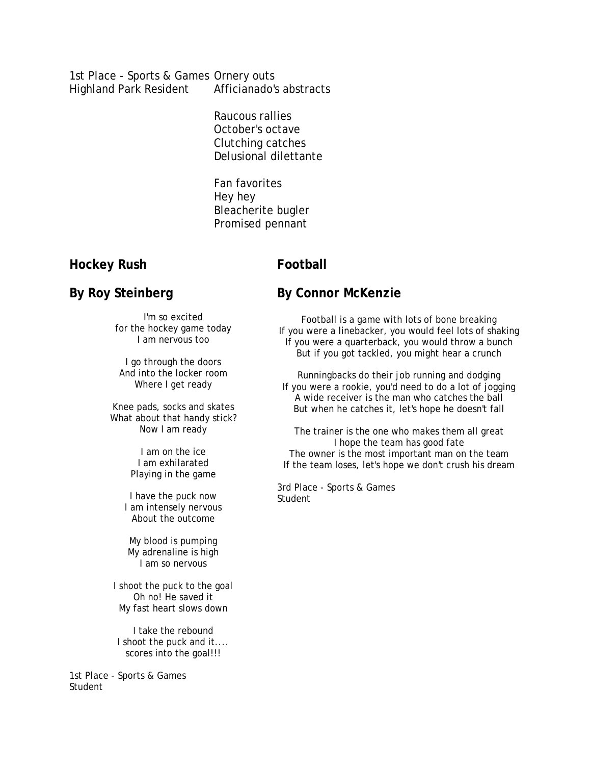1st Place - Sports & Games
Highland Park Resident

Ornery outs
Afficianado's abstracts

Raucous rallies
October's octave
Clutching catches
Delusional dilettante

Fan favorites
Hey hey
Bleacherite bugler
Promised pennant

## Hockey Rush

## By Roy Steinberg

I'm so excited
for the hockey game today
I am nervous too

I go through the doors
And into the locker room
Where I get ready

Knee pads, socks and skates
What about that handy stick?
Now I am ready

I am on the ice
I am exhilarated
Playing in the game

I have the puck now
I am intensely nervous
About the outcome

My blood is pumping
My adrenaline is high
I am so nervous

I shoot the puck to the goal
Oh no! He saved it
My fast heart slows down

I take the rebound
I shoot the puck and it....
scores into the goal!!!

1st Place - Sports & Games
Student

## Football

## By Connor McKenzie

Football is a game with lots of bone breaking
If you were a linebacker, you would feel lots of shaking
If you were a quarterback, you would throw a bunch
But if you got tackled, you might hear a crunch

Runningbacks do their job running and dodging
If you were a rookie, you'd need to do a lot of jogging
A wide receiver is the man who catches the ball
But when he catches it, let's hope he doesn't fall

The trainer is the one who makes them all great
I hope the team has good fate
The owner is the most important man on the team
If the team loses, let's hope we don't crush his dream

3rd Place - Sports & Games
Student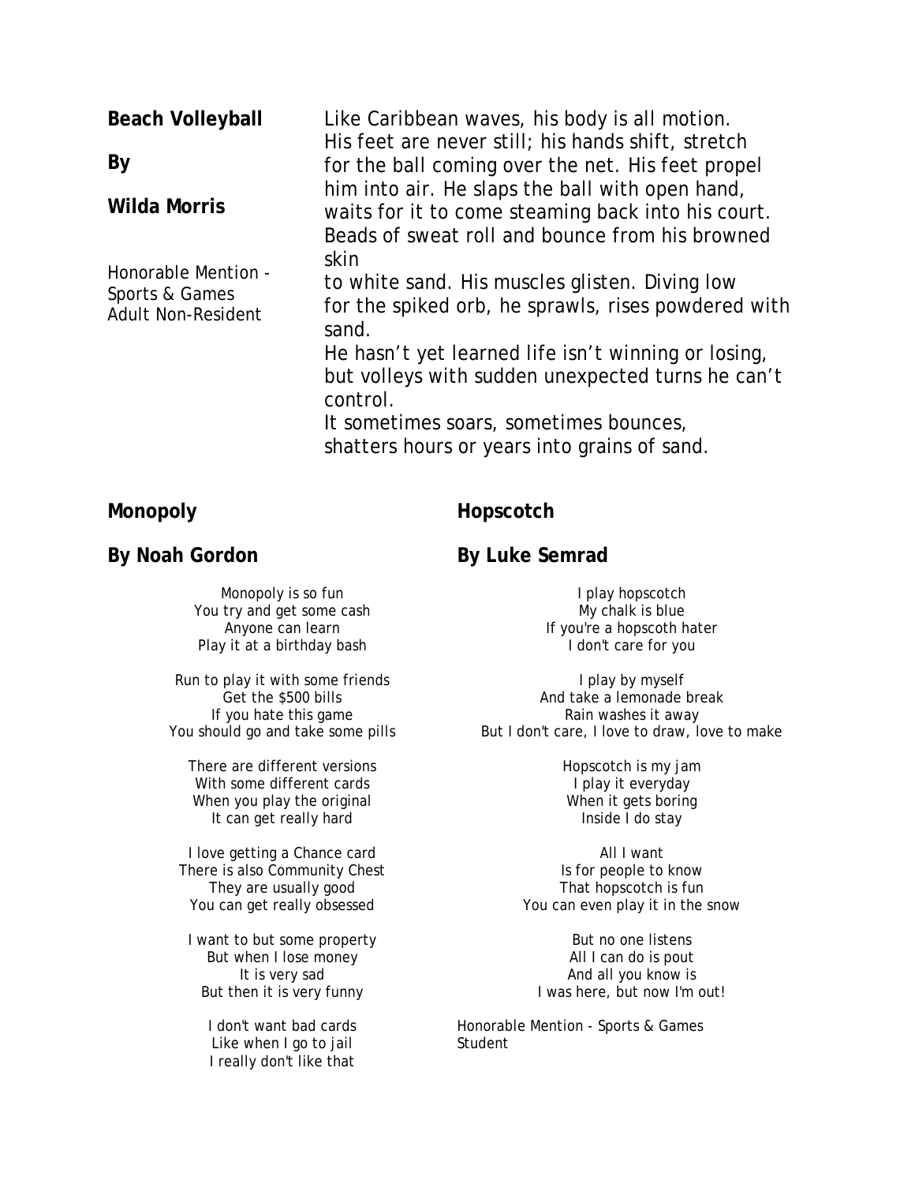## Beach Volleyball

**By**

**Wilda Morris**

Honorable Mention - Sports & Games
Adult Non-Resident

Like Caribbean waves, his body is all motion.
His feet are never still; his hands shift, stretch
for the ball coming over the net. His feet propel
him into air. He slaps the ball with open hand,
waits for it to come steaming back into his court.
Beads of sweat roll and bounce from his browned skin
to white sand. His muscles glisten. Diving low
for the spiked orb, he sprawls, rises powdered with sand.
He hasn't yet learned life isn't winning or losing,
but volleys with sudden unexpected turns he can't control.
It sometimes soars, sometimes bounces,
shatters hours or years into grains of sand.

## Monopoly

**By Noah Gordon**

Monopoly is so fun
You try and get some cash
Anyone can learn
Play it at a birthday bash

Run to play it with some friends
Get the $500 bills
If you hate this game
You should go and take some pills

There are different versions
With some different cards
When you play the original
It can get really hard

I love getting a Chance card
There is also Community Chest
They are usually good
You can get really obsessed

I want to but some property
But when I lose money
It is very sad
But then it is very funny

I don't want bad cards
Like when I go to jail
I really don't like that

## Hopscotch

**By Luke Semrad**

I play hopscotch
My chalk is blue
If you're a hopscoth hater
I don't care for you

I play by myself
And take a lemonade break
Rain washes it away
But I don't care, I love to draw, love to make

Hopscotch is my jam
I play it everyday
When it gets boring
Inside I do stay

All I want
Is for people to know
That hopscotch is fun
You can even play it in the snow

But no one listens
All I can do is pout
And all you know is
I was here, but now I'm out!

Honorable Mention - Sports & Games
Student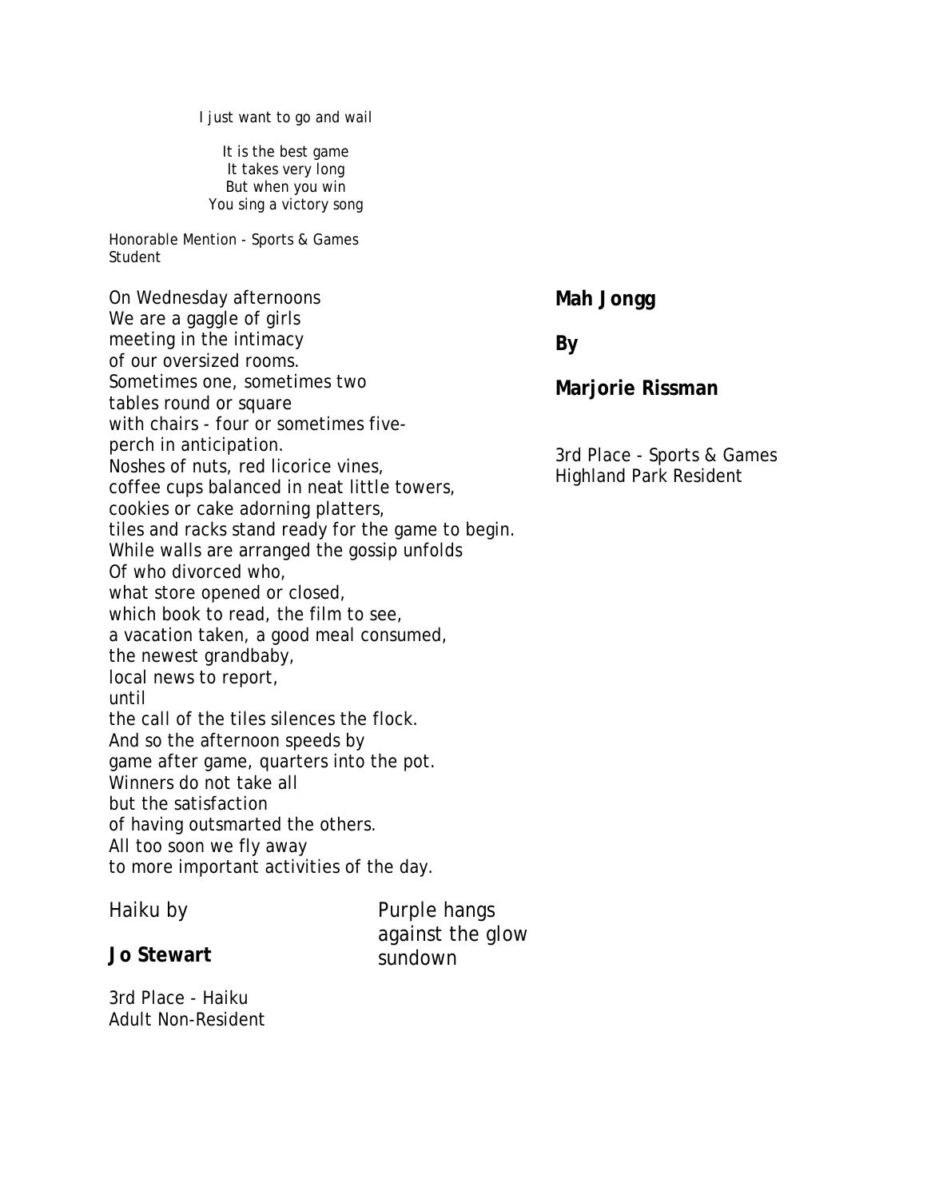I just want to go and wail

It is the best game
It takes very long
But when you win
You sing a victory song

Honorable Mention - Sports & Games
Student

**Mah Jongg**

**By**

**Marjorie Rissman**

3rd Place - Sports & Games
Highland Park Resident

On Wednesday afternoons
We are a gaggle of girls
meeting in the intimacy
of our oversized rooms.
Sometimes one, sometimes two
tables round or square
with chairs - four or sometimes five-
perch in anticipation.
Noshes of nuts, red licorice vines,
coffee cups balanced in neat little towers,
cookies or cake adorning platters,
tiles and racks stand ready for the game to begin.
While walls are arranged the gossip unfolds
Of who divorced who,
what store opened or closed,
which book to read, the film to see,
a vacation taken, a good meal consumed,
the newest grandbaby,
local news to report,
until
the call of the tiles silences the flock.
And so the afternoon speeds by
game after game, quarters into the pot.
Winners do not take all
but the satisfaction
of having outsmarted the others.
All too soon we fly away
to more important activities of the day.

Haiku by

**Jo Stewart**

3rd Place - Haiku
Adult Non-Resident

Purple hangs
against the glow
sundown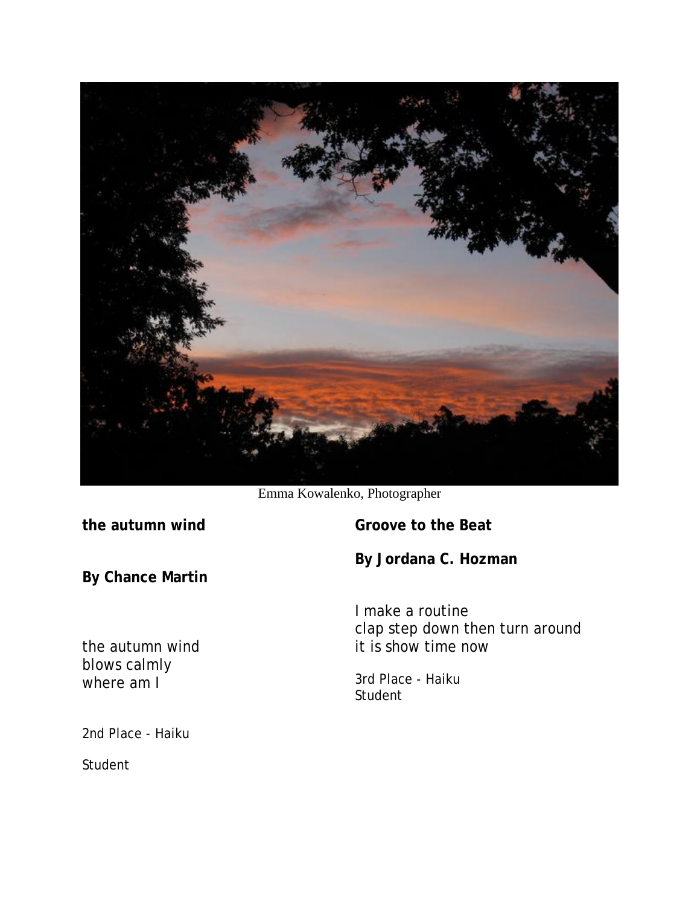Emma Kowalenko, Photographer

**the autumn wind**

**By Chance Martin**

the autumn wind
blows calmly
where am I

2nd Place - Haiku

Student

**Groove to the Beat**

**By Jordana C. Hozman**

I make a routine
clap step down then turn around
it is show time now

3rd Place - Haiku
Student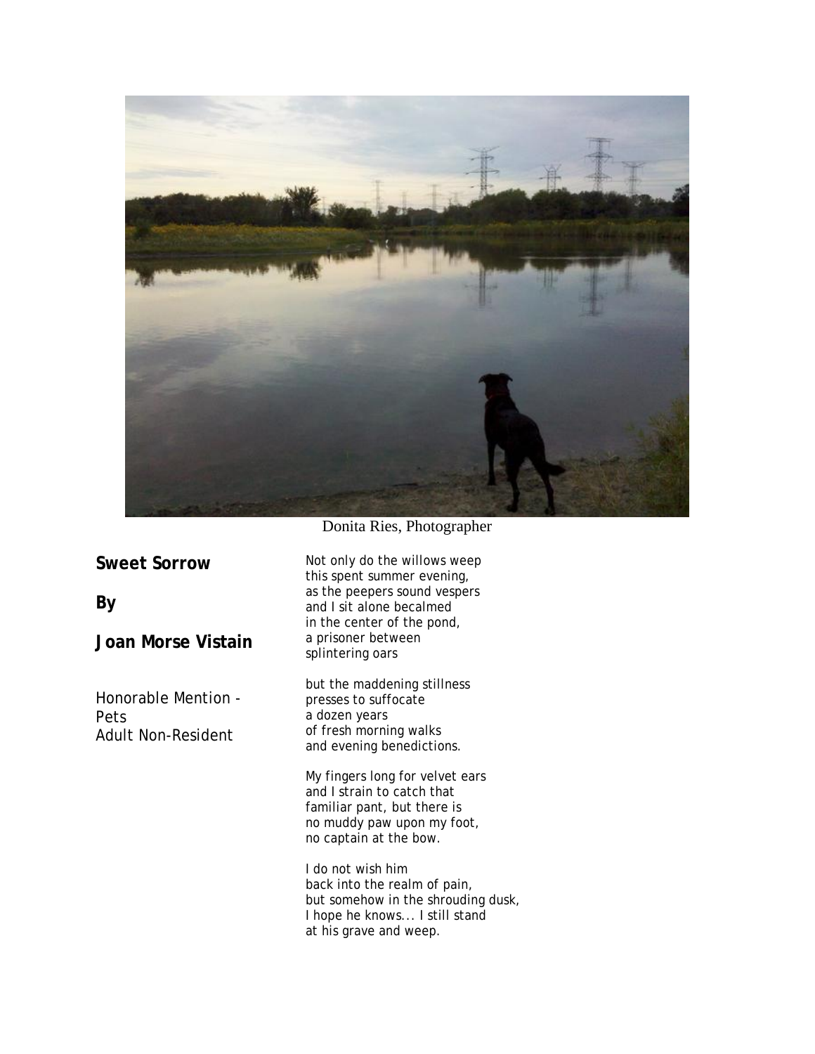Donita Ries, Photographer

## Sweet Sorrow

**By**

**Joan Morse Vistain**

Honorable Mention - Pets
Adult Non-Resident

Not only do the willows weep
this spent summer evening,
as the peepers sound vespers
and I sit alone becalmed
in the center of the pond,
a prisoner between
splintering oars

but the maddening stillness
presses to suffocate
a dozen years
of fresh morning walks
and evening benedictions.

My fingers long for velvet ears
and I strain to catch that
familiar pant, but there is
no muddy paw upon my foot,
no captain at the bow.

I do not wish him
back into the realm of pain,
but somehow in the shrouding dusk,
I hope he knows... I still stand
at his grave and weep.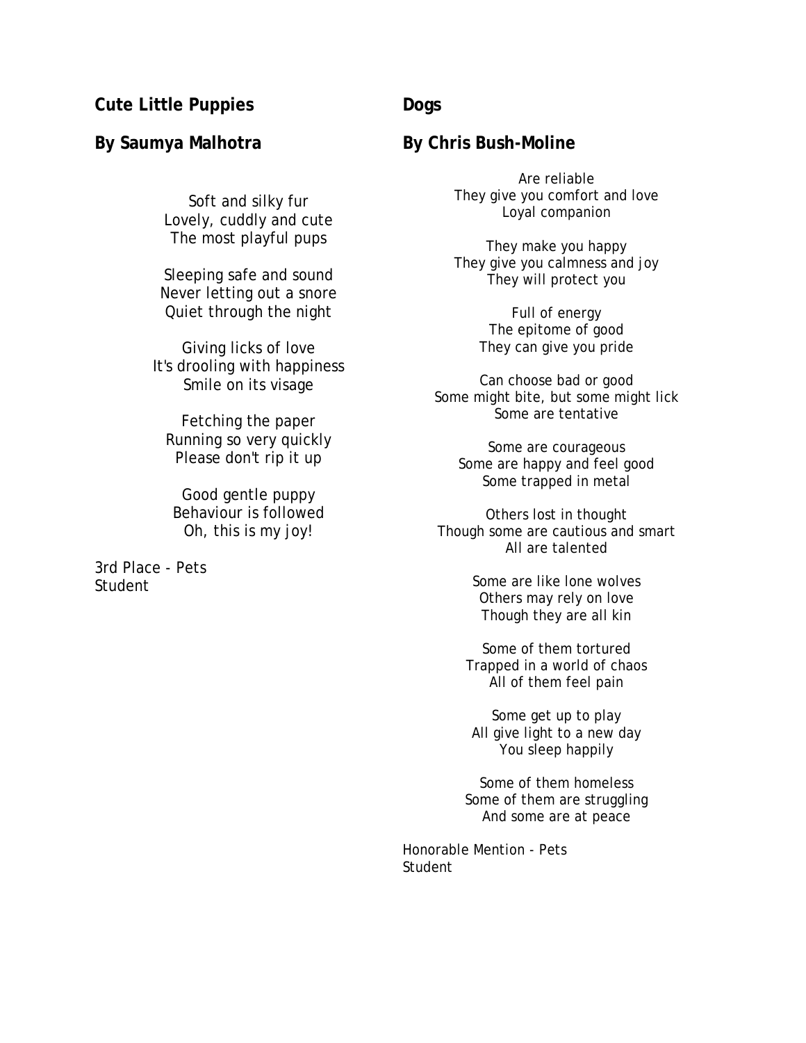## Cute Little Puppies

**By Saumya Malhotra**

Soft and silky fur
Lovely, cuddly and cute
The most playful pups

Sleeping safe and sound
Never letting out a snore
Quiet through the night

Giving licks of love
It's drooling with happiness
Smile on its visage

Fetching the paper
Running so very quickly
Please don't rip it up

Good gentle puppy
Behaviour is followed
Oh, this is my joy!

3rd Place - Pets
Student

## Dogs

**By Chris Bush-Moline**

Are reliable
They give you comfort and love
Loyal companion

They make you happy
They give you calmness and joy
They will protect you

Full of energy
The epitome of good
They can give you pride

Can choose bad or good
Some might bite, but some might lick
Some are tentative

Some are courageous
Some are happy and feel good
Some trapped in metal

Others lost in thought
Though some are cautious and smart
All are talented

Some are like lone wolves
Others may rely on love
Though they are all kin

Some of them tortured
Trapped in a world of chaos
All of them feel pain

Some get up to play
All give light to a new day
You sleep happily

Some of them homeless
Some of them are struggling
And some are at peace

Honorable Mention - Pets
Student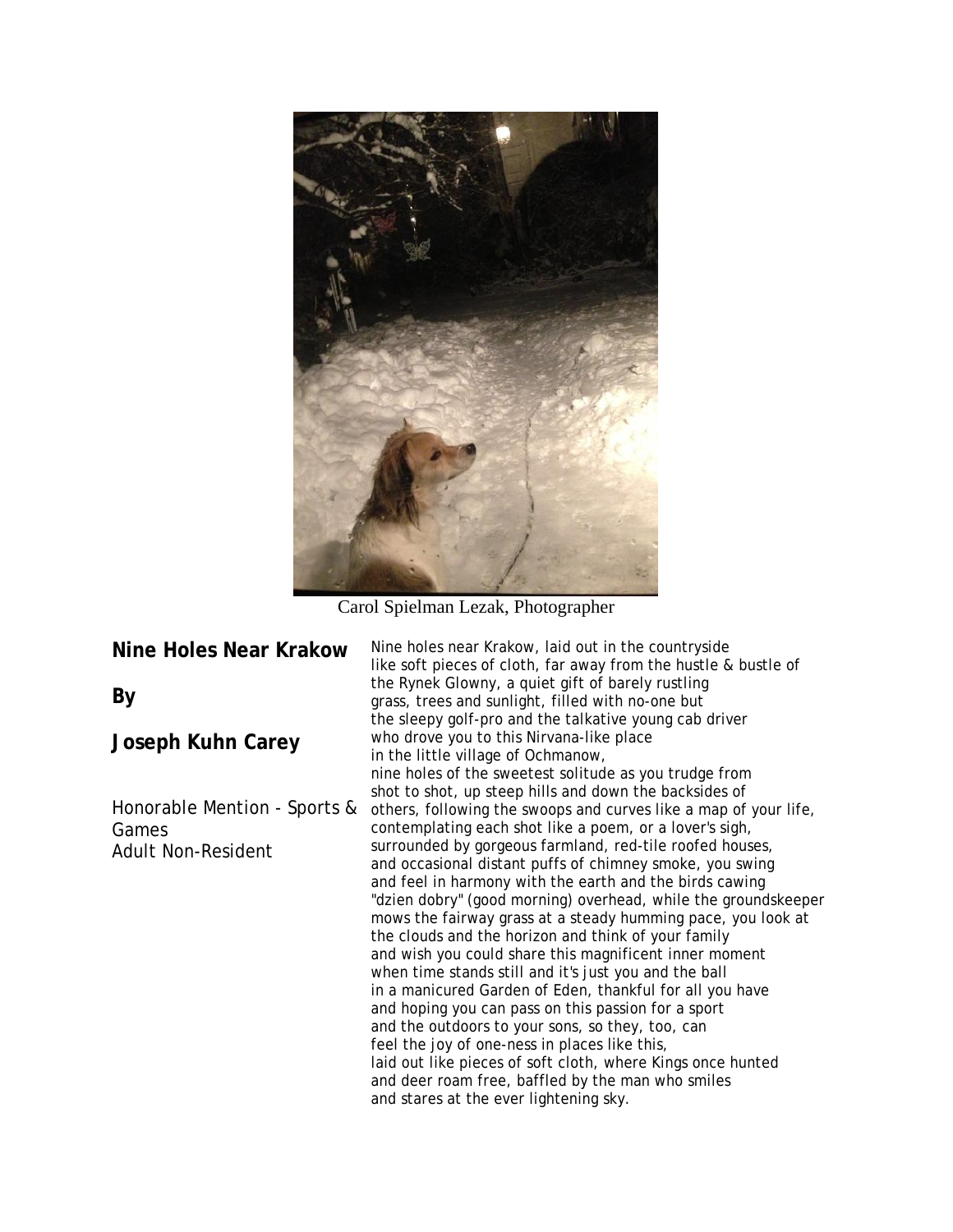Carol Spielman Lezak, Photographer

## Nine Holes Near Krakow

**By**

**Joseph Kuhn Carey**

Honorable Mention - Sports & Games
Adult Non-Resident

Nine holes near Krakow, laid out in the countryside
like soft pieces of cloth, far away from the hustle & bustle of
the Rynek Glowny, a quiet gift of barely rustling
grass, trees and sunlight, filled with no-one but
the sleepy golf-pro and the talkative young cab driver
who drove you to this Nirvana-like place
in the little village of Ochmanow,
nine holes of the sweetest solitude as you trudge from
shot to shot, up steep hills and down the backsides of
others, following the swoops and curves like a map of your life,
contemplating each shot like a poem, or a lover's sigh,
surrounded by gorgeous farmland, red-tile roofed houses,
and occasional distant puffs of chimney smoke, you swing
and feel in harmony with the earth and the birds cawing
"dzien dobry" (good morning) overhead, while the groundskeeper
mows the fairway grass at a steady humming pace, you look at
the clouds and the horizon and think of your family
and wish you could share this magnificent inner moment
when time stands still and it's just you and the ball
in a manicured Garden of Eden, thankful for all you have
and hoping you can pass on this passion for a sport
and the outdoors to your sons, so they, too, can
feel the joy of one-ness in places like this,
laid out like pieces of soft cloth, where Kings once hunted
and deer roam free, baffled by the man who smiles
and stares at the ever lightening sky.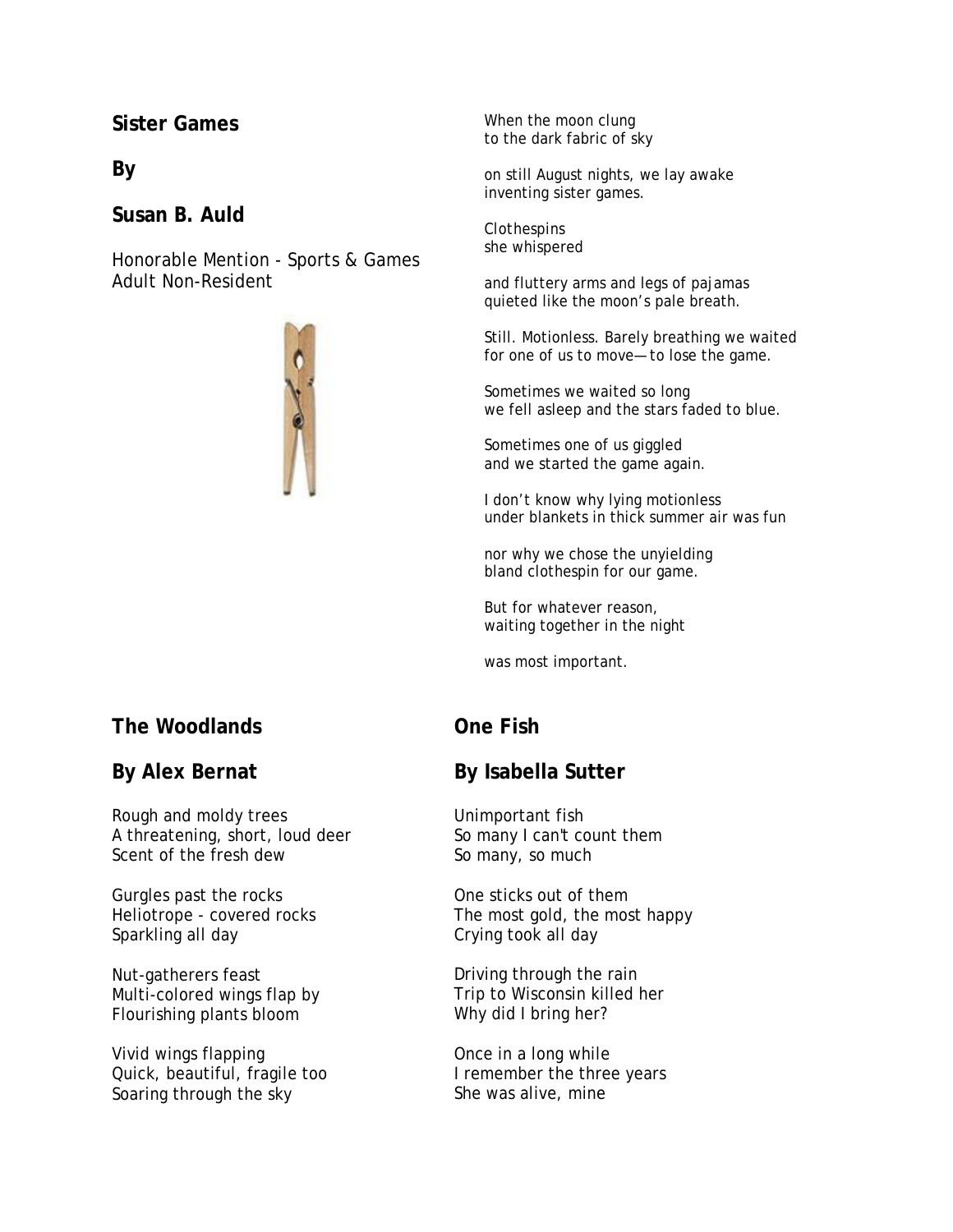## Sister Games

**By**

**Susan B. Auld**

Honorable Mention - Sports & Games
Adult Non-Resident

When the moon clung
to the dark fabric of sky

on still August nights, we lay awake
inventing sister games.

Clothespins
she whispered

and fluttery arms and legs of pajamas
quieted like the moon's pale breath.

Still. Motionless. Barely breathing we waited
for one of us to move—to lose the game.

Sometimes we waited so long
we fell asleep and the stars faded to blue.

Sometimes one of us giggled
and we started the game again.

I don't know why lying motionless
under blankets in thick summer air was fun

nor why we chose the unyielding
bland clothespin for our game.

But for whatever reason,
waiting together in the night

was most important.

## The Woodlands

**By Alex Bernat**

Rough and moldy trees
A threatening, short, loud deer
Scent of the fresh dew

Gurgles past the rocks
Heliotrope - covered rocks
Sparkling all day

Nut-gatherers feast
Multi-colored wings flap by
Flourishing plants bloom

Vivid wings flapping
Quick, beautiful, fragile too
Soaring through the sky

## One Fish

**By Isabella Sutter**

Unimportant fish
So many I can't count them
So many, so much

One sticks out of them
The most gold, the most happy
Crying took all day

Driving through the rain
Trip to Wisconsin killed her
Why did I bring her?

Once in a long while
I remember the three years
She was alive, mine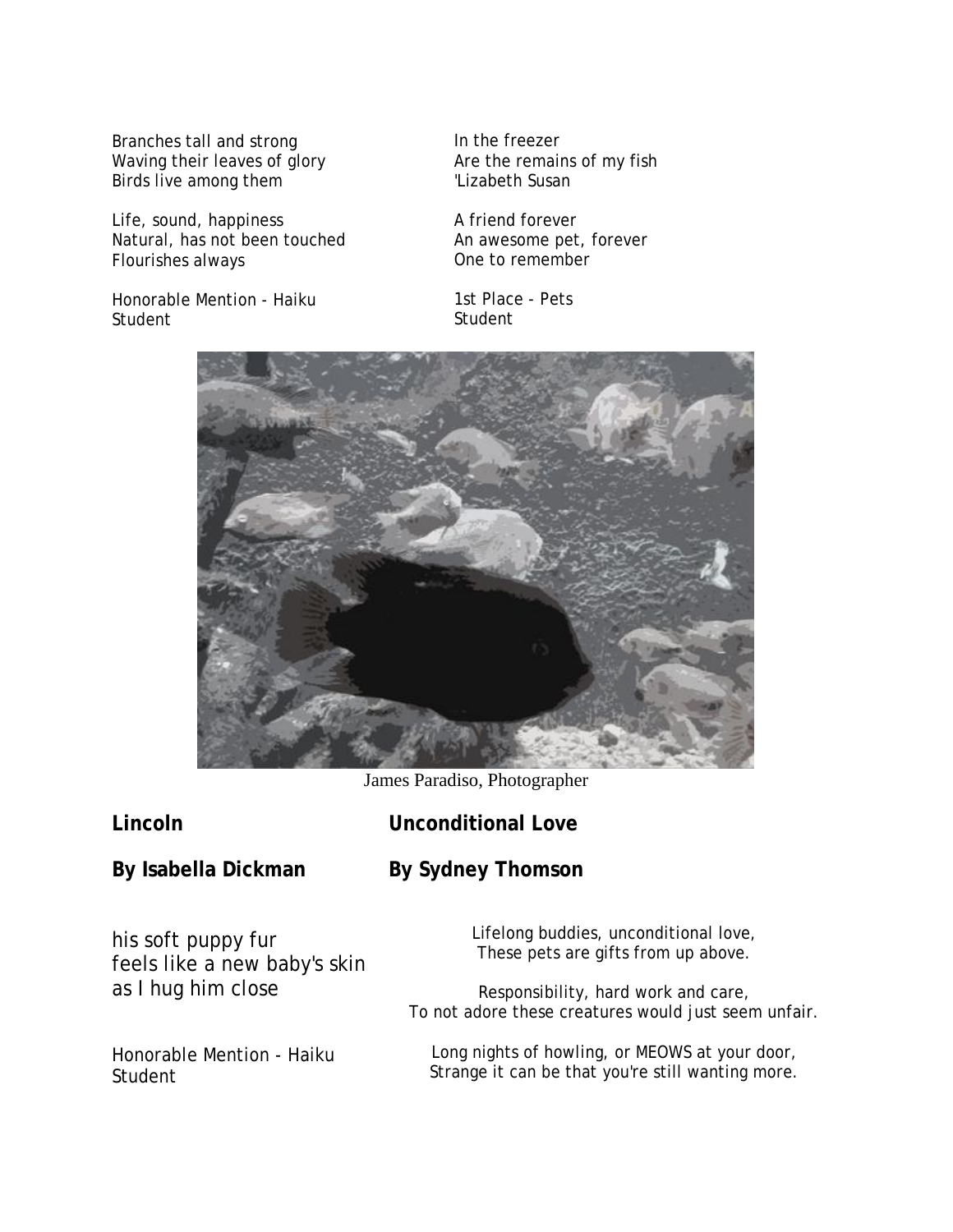Branches tall and strong
Waving their leaves of glory
Birds live among them

Life, sound, happiness
Natural, has not been touched
Flourishes always

Honorable Mention - Haiku
Student

In the freezer
Are the remains of my fish
'Lizabeth Susan

A friend forever
An awesome pet, forever
One to remember

1st Place - Pets
Student

James Paradiso, Photographer

**Lincoln**

**By Isabella Dickman**

his soft puppy fur
feels like a new baby's skin
as I hug him close

Honorable Mention - Haiku
Student

**Unconditional Love**

**By Sydney Thomson**

Lifelong buddies, unconditional love,
These pets are gifts from up above.

Responsibility, hard work and care,
To not adore these creatures would just seem unfair.

Long nights of howling, or MEOWS at your door,
Strange it can be that you're still wanting more.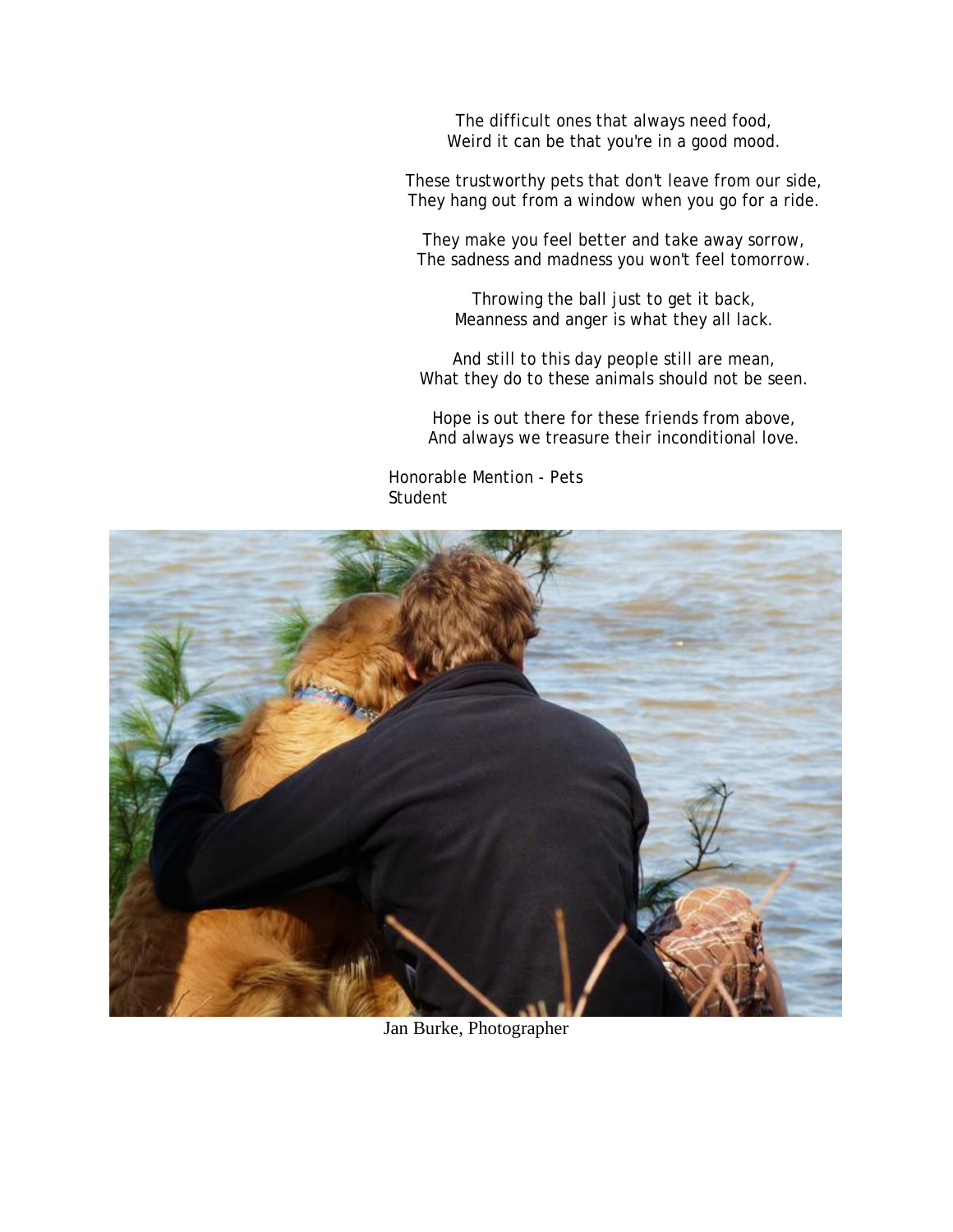The difficult ones that always need food,
Weird it can be that you're in a good mood.

These trustworthy pets that don't leave from our side,
They hang out from a window when you go for a ride.

They make you feel better and take away sorrow,
The sadness and madness you won't feel tomorrow.

Throwing the ball just to get it back,
Meanness and anger is what they all lack.

And still to this day people still are mean,
What they do to these animals should not be seen.

Hope is out there for these friends from above,
And always we treasure their inconditional love.

Honorable Mention - Pets
Student

Jan Burke, Photographer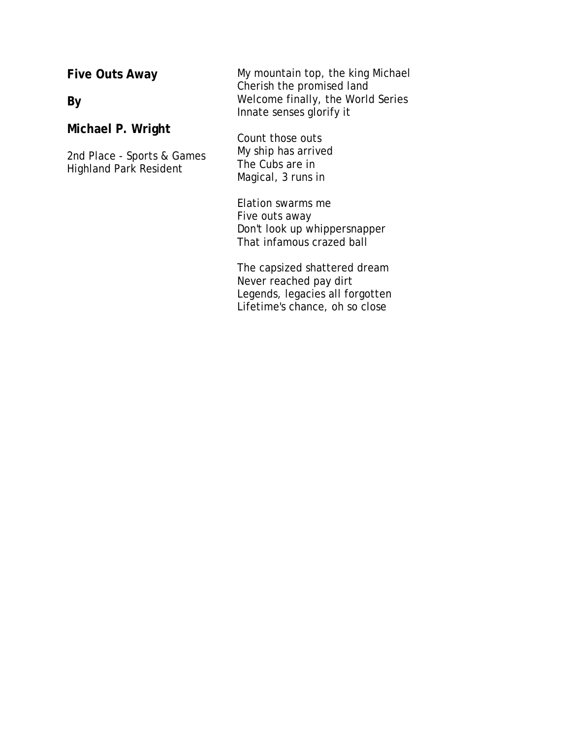**Five Outs Away**

**By**

**Michael P. Wright**

2nd Place - Sports & Games
Highland Park Resident

My mountain top, the king Michael
Cherish the promised land
Welcome finally, the World Series
Innate senses glorify it

Count those outs
My ship has arrived
The Cubs are in
Magical, 3 runs in

Elation swarms me
Five outs away
Don't look up whippersnapper
That infamous crazed ball

The capsized shattered dream
Never reached pay dirt
Legends, legacies all forgotten
Lifetime's chance, oh so close